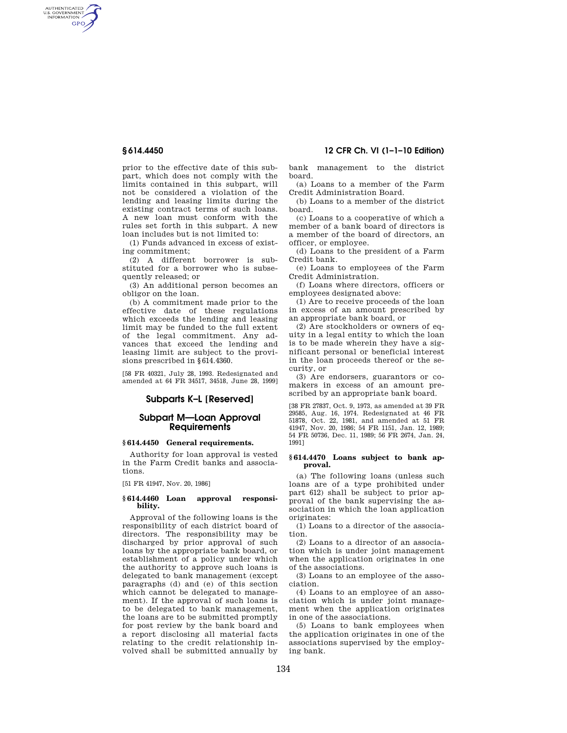prior to the effective date of this subpart, which does not comply with the limits contained in this subpart, will not be considered a violation of the lending and leasing limits during the existing contract terms of such loans. A new loan must conform with the rules set forth in this subpart. A new loan includes but is not limited to:

(1) Funds advanced in excess of existing commitment;

(2) A different borrower is substituted for a borrower who is subsequently released; or

(3) An additional person becomes an obligor on the loan.

(b) A commitment made prior to the effective date of these regulations which exceeds the lending and leasing limit may be funded to the full extent of the legal commitment. Any advances that exceed the lending and leasing limit are subject to the provisions prescribed in §614.4360.

[58 FR 40321, July 28, 1993. Redesignated and amended at 64 FR 34517, 34518, June 28, 1999]

## Subparts K–L [Reserved]

## Subpart M—Loan Approval Requirements

### §614.4450 General requirements.

Authority for loan approval is vested in the Farm Credit banks and associations.

[51 FR 41947, Nov. 20, 1986]

### §614.4460 Loan approval responsibility.

Approval of the following loans is the responsibility of each district board of directors. The responsibility may be discharged by prior approval of such loans by the appropriate bank board, or establishment of a policy under which the authority to approve such loans is delegated to bank management (except paragraphs (d) and (e) of this section which cannot be delegated to management). If the approval of such loans is to be delegated to bank management, the loans are to be submitted promptly for post review by the bank board and a report disclosing all material facts relating to the credit relationship involved shall be submitted annually by bank management to the district board.

(a) Loans to a member of the Farm Credit Administration Board.

(b) Loans to a member of the district board.

(c) Loans to a cooperative of which a member of a bank board of directors is a member of the board of directors, an officer, or employee.

(d) Loans to the president of a Farm Credit bank.

(e) Loans to employees of the Farm Credit Administration.

(f) Loans where directors, officers or employees designated above:

(1) Are to receive proceeds of the loan in excess of an amount prescribed by an appropriate bank board, or

(2) Are stockholders or owners of equity in a legal entity to which the loan is to be made wherein they have a significant personal or beneficial interest in the loan proceeds thereof or the security, or

(3) Are endorsers, guarantors or comakers in excess of an amount prescribed by an appropriate bank board.

[38 FR 27837, Oct. 9, 1973, as amended at 39 FR 29585, Aug. 16, 1974. Redesignated at 46 FR 51878, Oct. 22, 1981, and amended at 51 FR 41947, Nov. 20, 1986; 54 FR 1151, Jan. 12, 1989; 54 FR 50736, Dec. 11, 1989; 56 FR 2674, Jan. 24, 1991]

### §614.4470 Loans subject to bank approval.

(a) The following loans (unless such loans are of a type prohibited under part 612) shall be subject to prior approval of the bank supervising the association in which the loan application originates:

(1) Loans to a director of the association.

(2) Loans to a director of an association which is under joint management when the application originates in one of the associations.

(3) Loans to an employee of the association.

(4) Loans to an employee of an association which is under joint management when the application originates in one of the associations.

(5) Loans to bank employees when the application originates in one of the associations supervised by the employing bank.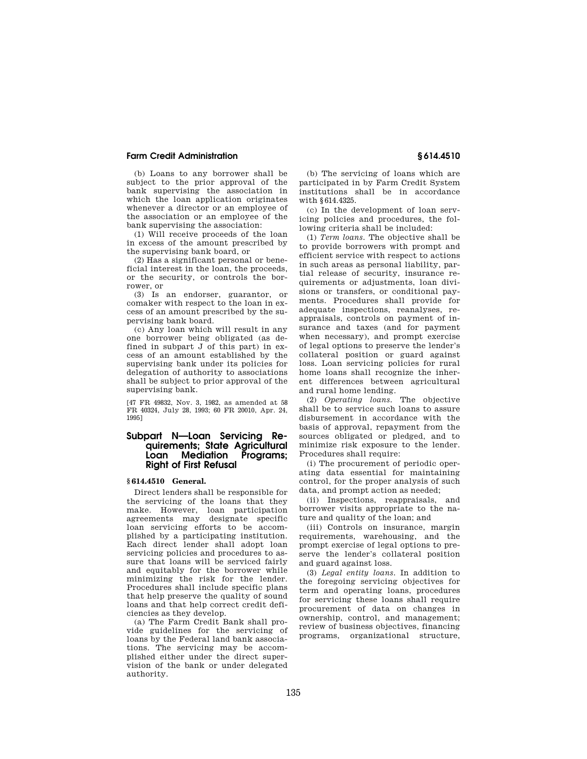(b) Loans to any borrower shall be subject to the prior approval of the bank supervising the association in which the loan application originates whenever a director or an employee of the association or an employee of the bank supervising the association:

(1) Will receive proceeds of the loan in excess of the amount prescribed by the supervising bank board, or

(2) Has a significant personal or beneficial interest in the loan, the proceeds, or the security, or controls the borrower, or

(3) Is an endorser, guarantor, or comaker with respect to the loan in excess of an amount prescribed by the supervising bank board.

(c) Any loan which will result in any one borrower being obligated (as defined in subpart J of this part) in excess of an amount established by the supervising bank under its policies for delegation of authority to associations shall be subject to prior approval of the supervising bank.

[47 FR 49832, Nov. 3, 1982, as amended at 58 FR 40324, July 28, 1993; 60 FR 20010, Apr. 24, 1995]

## Subpart N—Loan Servicing Requirements; State Agricultural Loan Mediation Programs; Right of First Refusal

### § 614.4510 General.

Direct lenders shall be responsible for the servicing of the loans that they make. However, loan participation agreements may designate specific loan servicing efforts to be accomplished by a participating institution. Each direct lender shall adopt loan servicing policies and procedures to assure that loans will be serviced fairly and equitably for the borrower while minimizing the risk for the lender. Procedures shall include specific plans that help preserve the quality of sound loans and that help correct credit deficiencies as they develop.

(a) The Farm Credit Bank shall provide guidelines for the servicing of loans by the Federal land bank associations. The servicing may be accomplished either under the direct supervision of the bank or under delegated authority.

(b) The servicing of loans which are participated in by Farm Credit System institutions shall be in accordance with § 614.4325.

(c) In the development of loan servicing policies and procedures, the following criteria shall be included:

(1) *Term loans.* The objective shall be to provide borrowers with prompt and efficient service with respect to actions in such areas as personal liability, partial release of security, insurance requirements or adjustments, loan divisions or transfers, or conditional payments. Procedures shall provide for adequate inspections, reanalyses, reappraisals, controls on payment of insurance and taxes (and for payment when necessary), and prompt exercise of legal options to preserve the lender's collateral position or guard against loss. Loan servicing policies for rural home loans shall recognize the inherent differences between agricultural and rural home lending.

(2) *Operating loans.* The objective shall be to service such loans to assure disbursement in accordance with the basis of approval, repayment from the sources obligated or pledged, and to minimize risk exposure to the lender. Procedures shall require:

(i) The procurement of periodic operating data essential for maintaining control, for the proper analysis of such data, and prompt action as needed;

(ii) Inspections, reappraisals, and borrower visits appropriate to the nature and quality of the loan; and

(iii) Controls on insurance, margin requirements, warehousing, and the prompt exercise of legal options to preserve the lender's collateral position and guard against loss.

(3) *Legal entity loans.* In addition to the foregoing servicing objectives for term and operating loans, procedures for servicing these loans shall require procurement of data on changes in ownership, control, and management; review of business objectives, financing programs, organizational structure,